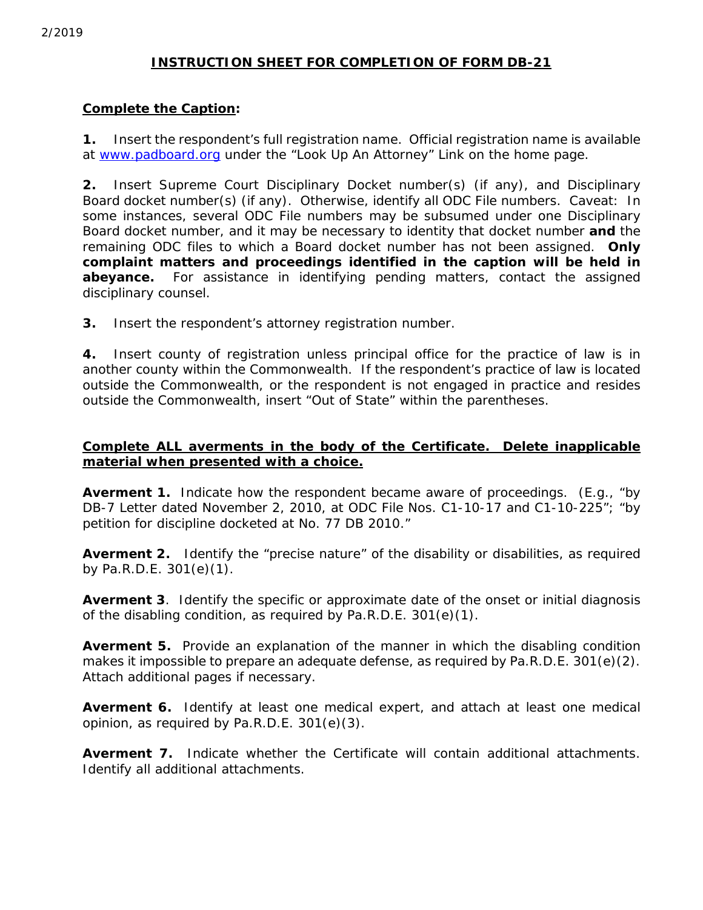2/2019

# INSTRUCTION SHEET FOR COMPLETION OF FORM DB-21

## Complete the Caption:

**1.** Insert the respondent's full registration name. Official registration name is available at www.padboard.org under the "Look Up An Attorney" Link on the home page.

**2.** Insert Supreme Court Disciplinary Docket number(s) (if any), and Disciplinary Board docket number(s) (if any). Otherwise, identify all ODC File numbers. Caveat: In some instances, several ODC File numbers may be subsumed under one Disciplinary Board docket number, and it may be necessary to identity that docket number **and** the remaining ODC files to which a Board docket number has not been assigned. **Only complaint matters and proceedings identified in the caption will be held in abeyance.** For assistance in identifying pending matters, contact the assigned disciplinary counsel.

**3.** Insert the respondent's attorney registration number.

**4.** Insert county of registration unless principal office for the practice of law is in another county within the Commonwealth. If the respondent's practice of law is located outside the Commonwealth, or the respondent is not engaged in practice and resides outside the Commonwealth, insert "Out of State" within the parentheses.

## Complete ALL averments in the body of the Certificate. Delete inapplicable material when presented with a choice.

**Averment 1.** Indicate how the respondent became aware of proceedings. (E.g., "by DB-7 Letter dated November 2, 2010, at ODC File Nos. C1-10-17 and C1-10-225"; "by petition for discipline docketed at No. 77 DB 2010."

**Averment 2.** Identify the "precise nature" of the disability or disabilities, as required by Pa.R.D.E. 301(e)(1).

**Averment 3**. Identify the specific or approximate date of the onset or initial diagnosis of the disabling condition, as required by Pa.R.D.E. 301(e)(1).

**Averment 5.** Provide an explanation of the manner in which the disabling condition makes it impossible to prepare an adequate defense, as required by Pa.R.D.E. 301(e)(2). Attach additional pages if necessary.

**Averment 6.** Identify at least one medical expert, and attach at least one medical opinion, as required by Pa.R.D.E. 301(e)(3).

**Averment 7.** Indicate whether the Certificate will contain additional attachments. Identify all additional attachments.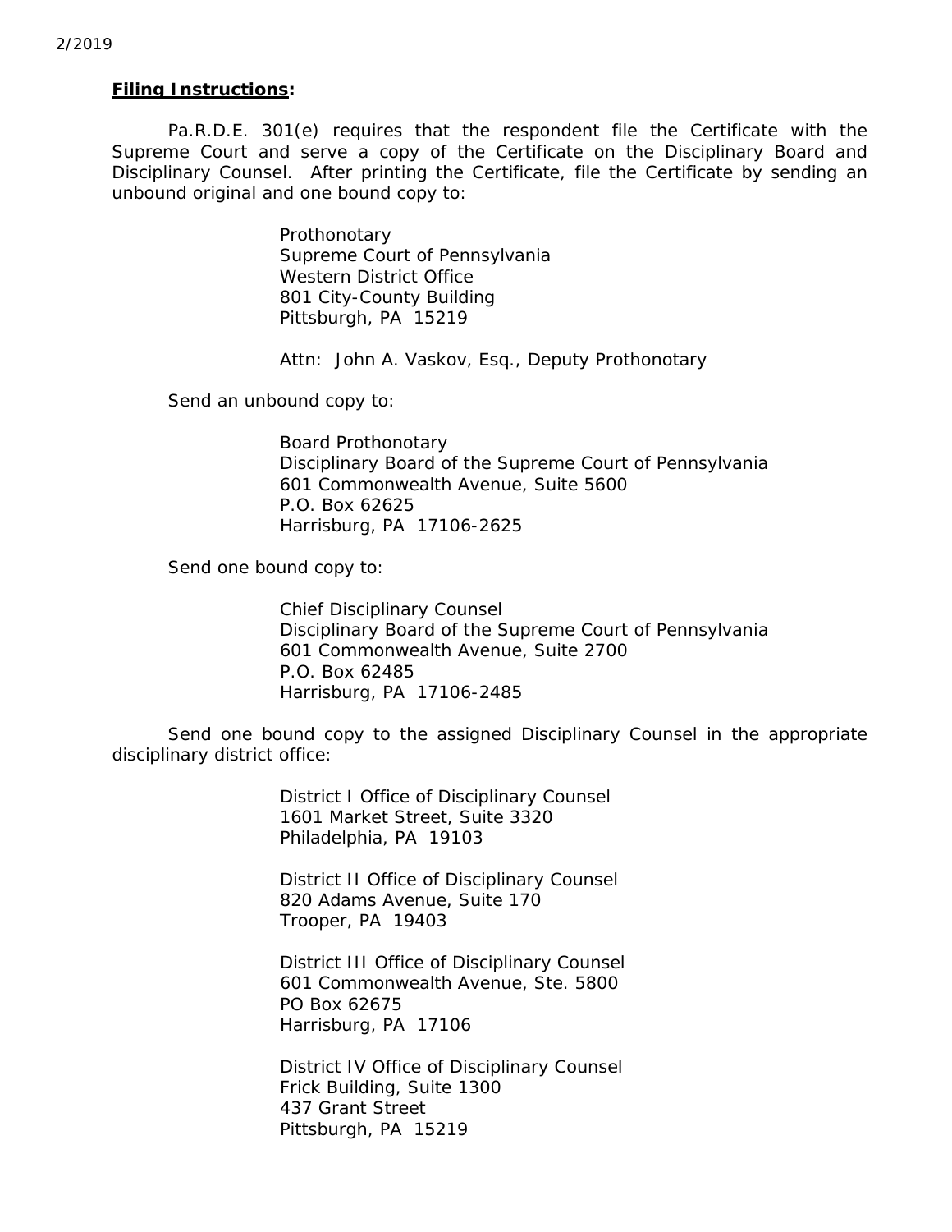**Filing Instructions:**

Pa.R.D.E. 301(e) requires that the respondent file the Certificate with the Supreme Court and serve a copy of the Certificate on the Disciplinary Board and Disciplinary Counsel. After printing the Certificate, file the Certificate by sending an unbound original and one bound copy to:

> Prothonotary
> Supreme Court of Pennsylvania
> Western District Office
> 801 City-County Building
> Pittsburgh, PA 15219
>
> Attn: John A. Vaskov, Esq., Deputy Prothonotary

Send an unbound copy to:

> Board Prothonotary
> Disciplinary Board of the Supreme Court of Pennsylvania
> 601 Commonwealth Avenue, Suite 5600
> P.O. Box 62625
> Harrisburg, PA 17106-2625

Send one bound copy to:

> Chief Disciplinary Counsel
> Disciplinary Board of the Supreme Court of Pennsylvania
> 601 Commonwealth Avenue, Suite 2700
> P.O. Box 62485
> Harrisburg, PA 17106-2485

Send one bound copy to the assigned Disciplinary Counsel in the appropriate disciplinary district office:

> District I Office of Disciplinary Counsel
> 1601 Market Street, Suite 3320
> Philadelphia, PA 19103
>
> District II Office of Disciplinary Counsel
> 820 Adams Avenue, Suite 170
> Trooper, PA 19403
>
> District III Office of Disciplinary Counsel
> 601 Commonwealth Avenue, Ste. 5800
> PO Box 62675
> Harrisburg, PA 17106
>
> District IV Office of Disciplinary Counsel
> Frick Building, Suite 1300
> 437 Grant Street
> Pittsburgh, PA 15219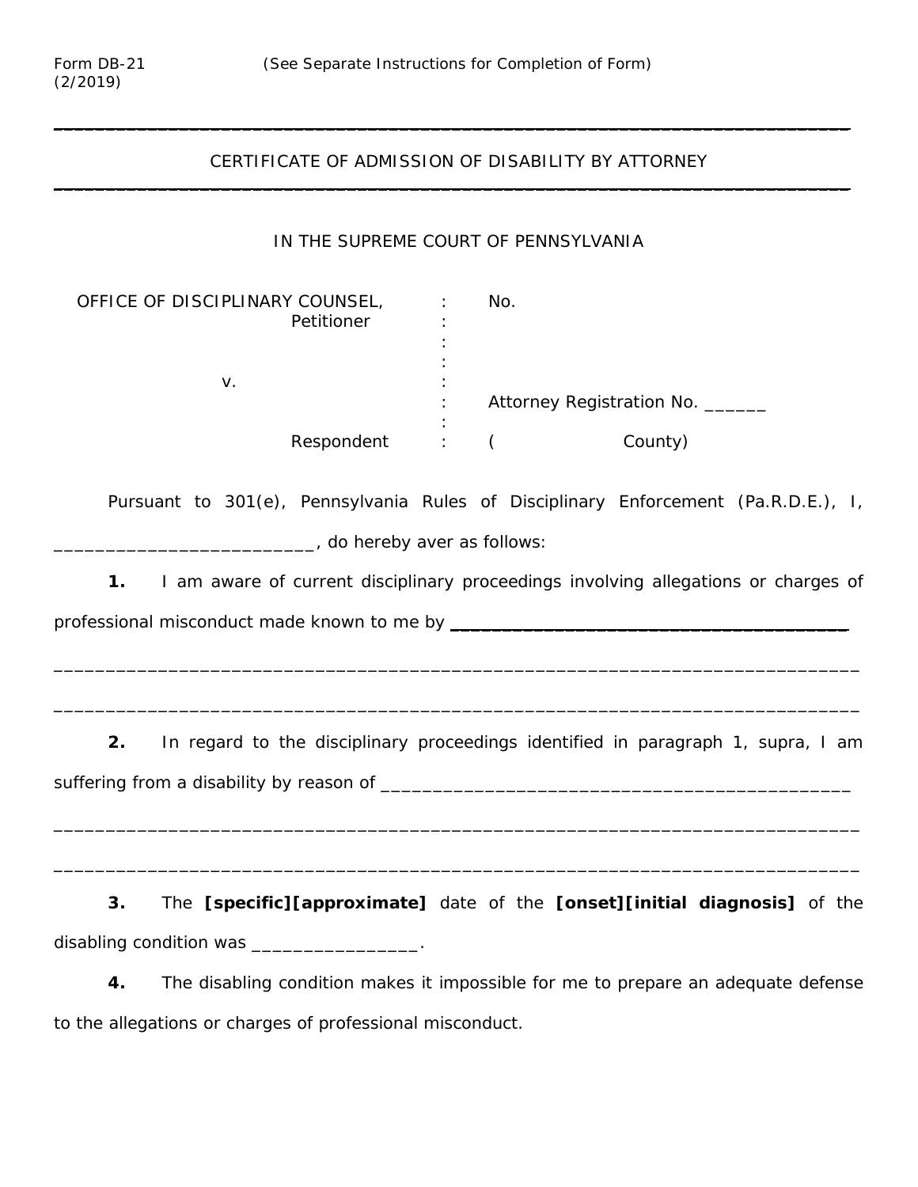Form DB-21 (2/2019) (See Separate Instructions for Completion of Form)

---

CERTIFICATE OF ADMISSION OF DISABILITY BY ATTORNEY

---

IN THE SUPREME COURT OF PENNSYLVANIA

| | | |
|---|---|---|
| OFFICE OF DISCIPLINARY COUNSEL, Petitioner | : | No. |
| v. | : | Attorney Registration No. ______ |
| Respondent | : | ( County) |

Pursuant to 301(e), Pennsylvania Rules of Disciplinary Enforcement (Pa.R.D.E.), I, __________________________, do hereby aver as follows:

**1.** I am aware of current disciplinary proceedings involving allegations or charges of professional misconduct made known to me by ________________________________________

______________________________________________________________________________

______________________________________________________________________________

**2.** In regard to the disciplinary proceedings identified in paragraph 1, supra, I am suffering from a disability by reason of ______________________________________________

______________________________________________________________________________

______________________________________________________________________________

**3.** The **[specific][approximate]** date of the **[onset][initial diagnosis]** of the disabling condition was ________________.

**4.** The disabling condition makes it impossible for me to prepare an adequate defense to the allegations or charges of professional misconduct.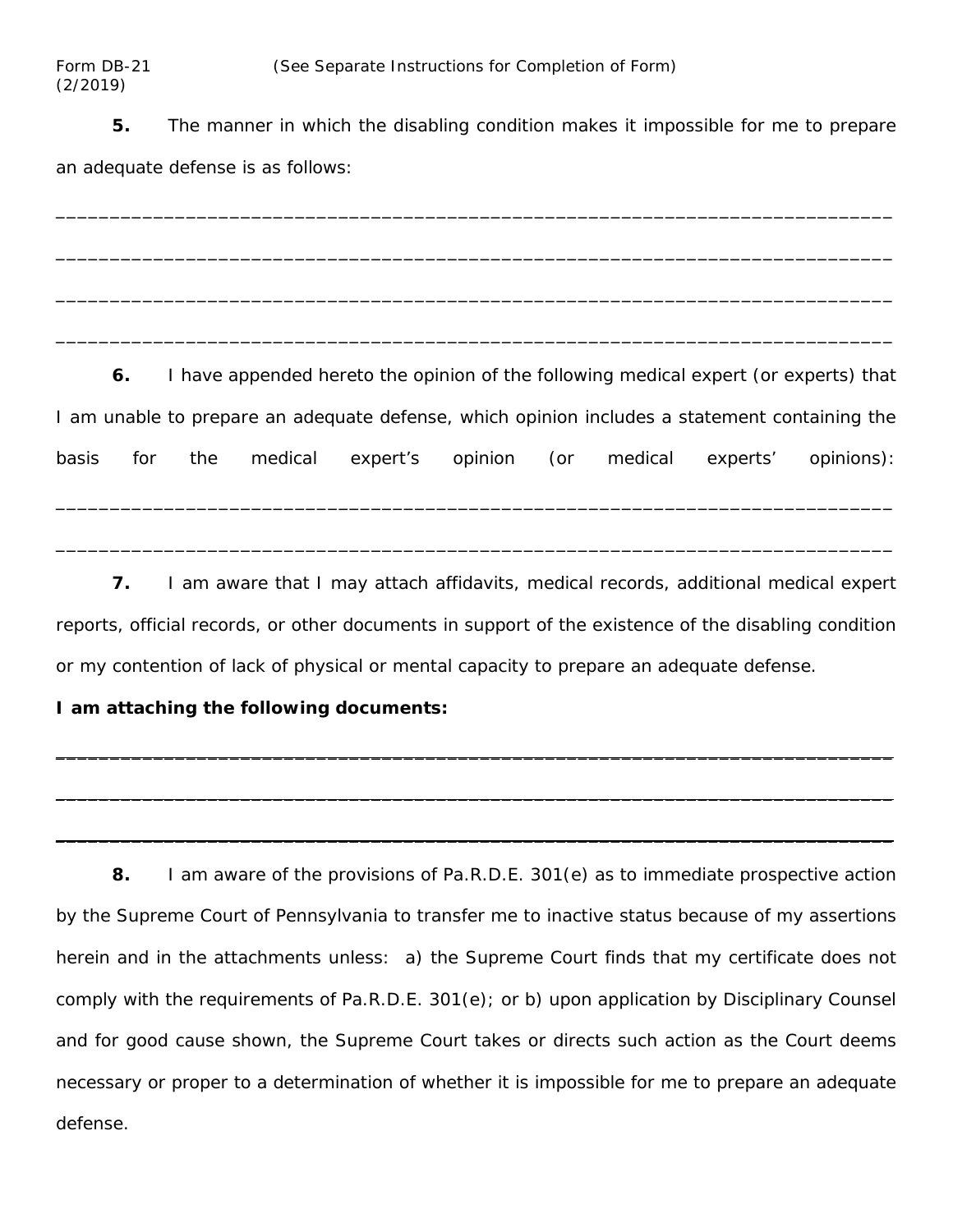Form DB-21 (See Separate Instructions for Completion of Form)
(2/2019)

**5.** The manner in which the disabling condition makes it impossible for me to prepare an adequate defense is as follows:

______________________________________________________________________________

______________________________________________________________________________

______________________________________________________________________________

______________________________________________________________________________

**6.** I have appended hereto the opinion of the following medical expert (or experts) that I am unable to prepare an adequate defense, which opinion includes a statement containing the basis for the medical expert's opinion (or medical experts' opinions):

______________________________________________________________________________

______________________________________________________________________________

**7.** I am aware that I may attach affidavits, medical records, additional medical expert reports, official records, or other documents in support of the existence of the disabling condition or my contention of lack of physical or mental capacity to prepare an adequate defense.

**I am attaching the following documents:**

______________________________________________________________________________

______________________________________________________________________________

______________________________________________________________________________

**8.** I am aware of the provisions of Pa.R.D.E. 301(e) as to immediate prospective action by the Supreme Court of Pennsylvania to transfer me to inactive status because of my assertions herein and in the attachments unless: a) the Supreme Court finds that my certificate does not comply with the requirements of Pa.R.D.E. 301(e); or b) upon application by Disciplinary Counsel and for good cause shown, the Supreme Court takes or directs such action as the Court deems necessary or proper to a determination of whether it is impossible for me to prepare an adequate defense.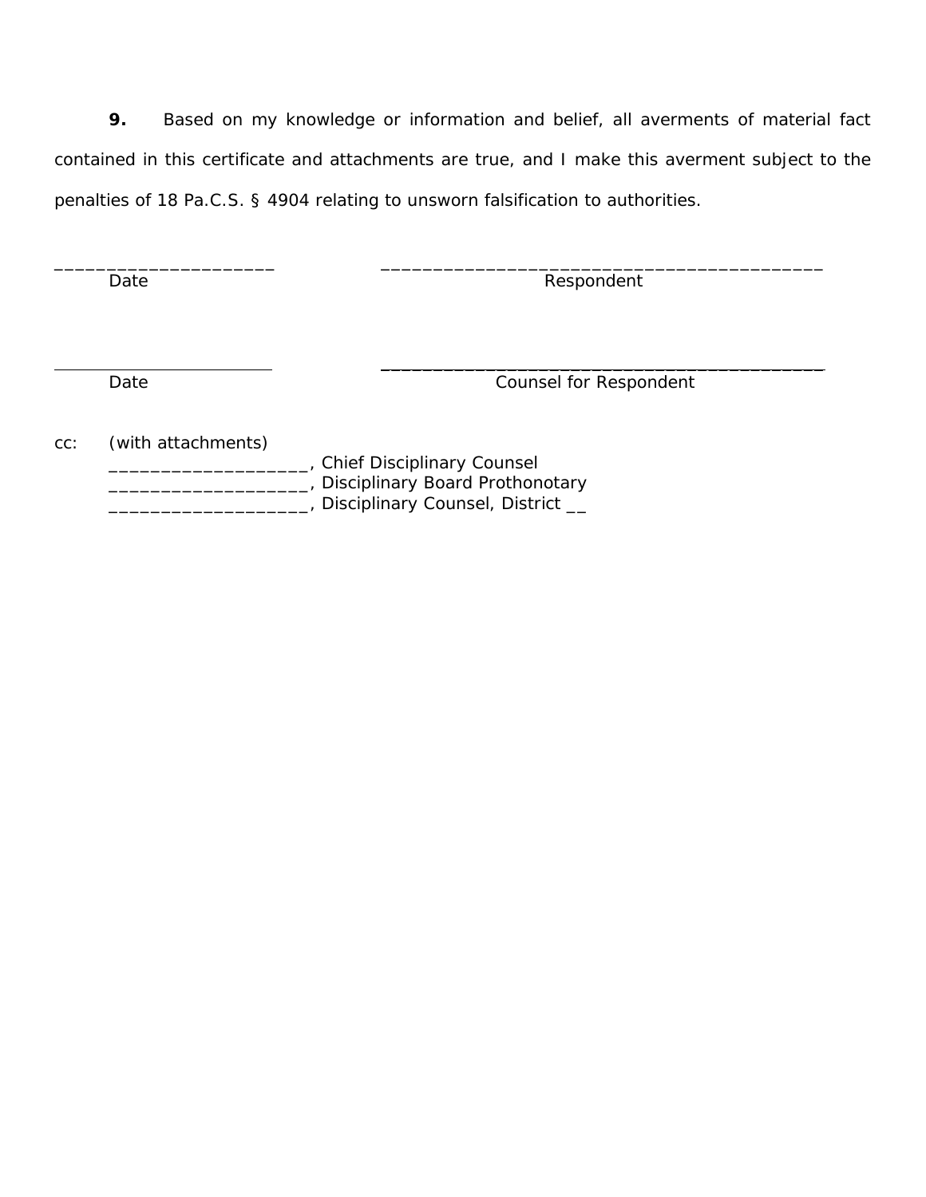**9.** Based on my knowledge or information and belief, all averments of material fact contained in this certificate and attachments are true, and I make this averment subject to the penalties of 18 Pa.C.S. § 4904 relating to unsworn falsification to authorities.

______________________ ____________________________________________
Date Respondent

______________________ ____________________________________________
Date Counsel for Respondent

cc: (with attachments)
___________________, Chief Disciplinary Counsel
___________________, Disciplinary Board Prothonotary
___________________, Disciplinary Counsel, District __